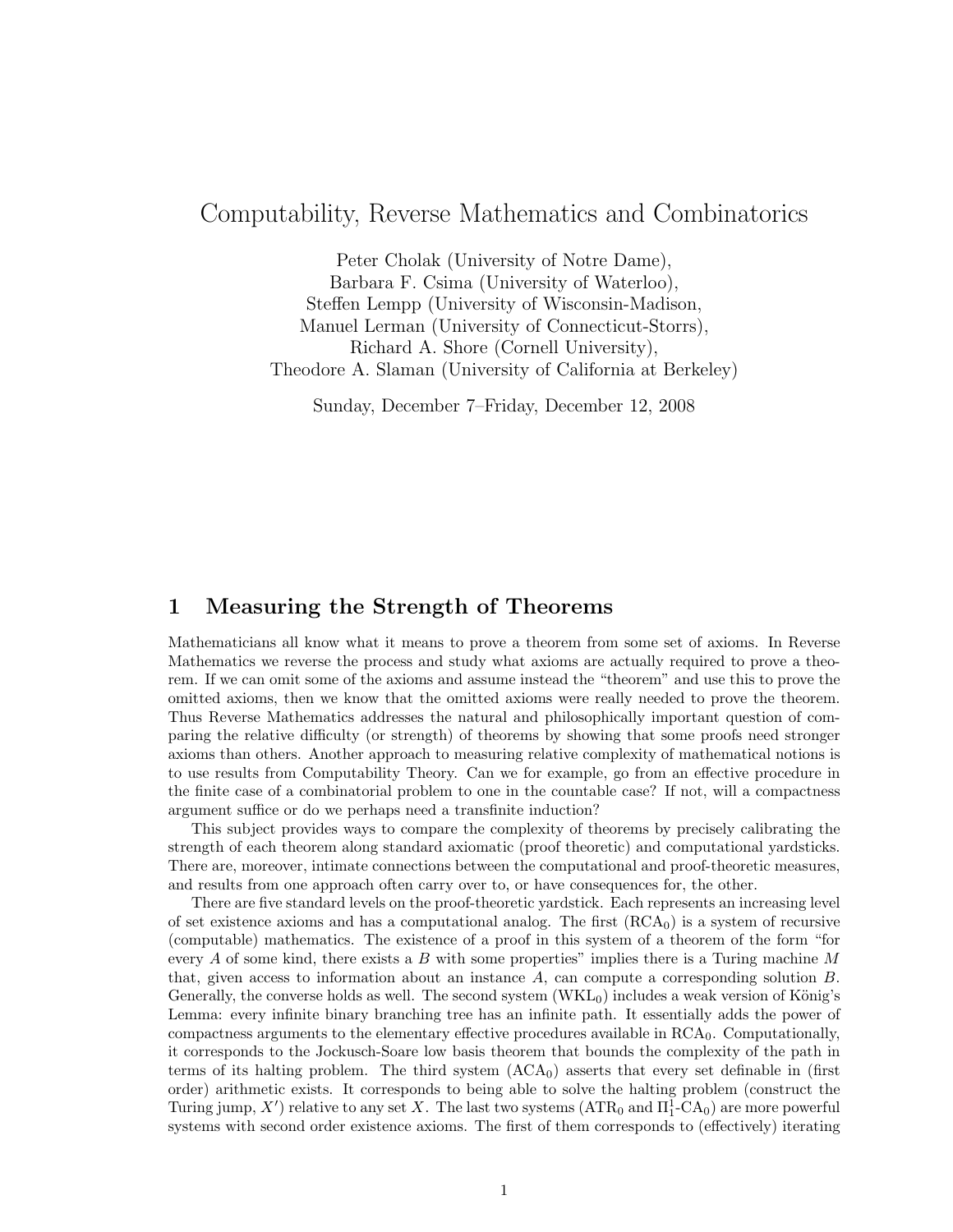# Computability, Reverse Mathematics and Combinatorics

Peter Cholak (University of Notre Dame),
Barbara F. Csima (University of Waterloo),
Steffen Lempp (University of Wisconsin-Madison,
Manuel Lerman (University of Connecticut-Storrs),
Richard A. Shore (Cornell University),
Theodore A. Slaman (University of California at Berkeley)

Sunday, December 7–Friday, December 12, 2008

## 1 Measuring the Strength of Theorems

Mathematicians all know what it means to prove a theorem from some set of axioms. In Reverse Mathematics we reverse the process and study what axioms are actually required to prove a theorem. If we can omit some of the axioms and assume instead the "theorem" and use this to prove the omitted axioms, then we know that the omitted axioms were really needed to prove the theorem. Thus Reverse Mathematics addresses the natural and philosophically important question of comparing the relative difficulty (or strength) of theorems by showing that some proofs need stronger axioms than others. Another approach to measuring relative complexity of mathematical notions is to use results from Computability Theory. Can we for example, go from an effective procedure in the finite case of a combinatorial problem to one in the countable case? If not, will a compactness argument suffice or do we perhaps need a transfinite induction?

This subject provides ways to compare the complexity of theorems by precisely calibrating the strength of each theorem along standard axiomatic (proof theoretic) and computational yardsticks. There are, moreover, intimate connections between the computational and proof-theoretic measures, and results from one approach often carry over to, or have consequences for, the other.

There are five standard levels on the proof-theoretic yardstick. Each represents an increasing level of set existence axioms and has a computational analog. The first ($\mathrm{RCA}_0$) is a system of recursive (computable) mathematics. The existence of a proof in this system of a theorem of the form "for every $A$ of some kind, there exists a $B$ with some properties" implies there is a Turing machine $M$ that, given access to information about an instance $A$, can compute a corresponding solution $B$. Generally, the converse holds as well. The second system ($\mathrm{WKL}_0$) includes a weak version of König's Lemma: every infinite binary branching tree has an infinite path. It essentially adds the power of compactness arguments to the elementary effective procedures available in $\mathrm{RCA}_0$. Computationally, it corresponds to the Jockusch-Soare low basis theorem that bounds the complexity of the path in terms of its halting problem. The third system ($\mathrm{ACA}_0$) asserts that every set definable in (first order) arithmetic exists. It corresponds to being able to solve the halting problem (construct the Turing jump, $X'$) relative to any set $X$. The last two systems ($\mathrm{ATR}_0$ and $\Pi^1_1$-$\mathrm{CA}_0$) are more powerful systems with second order existence axioms. The first of them corresponds to (effectively) iterating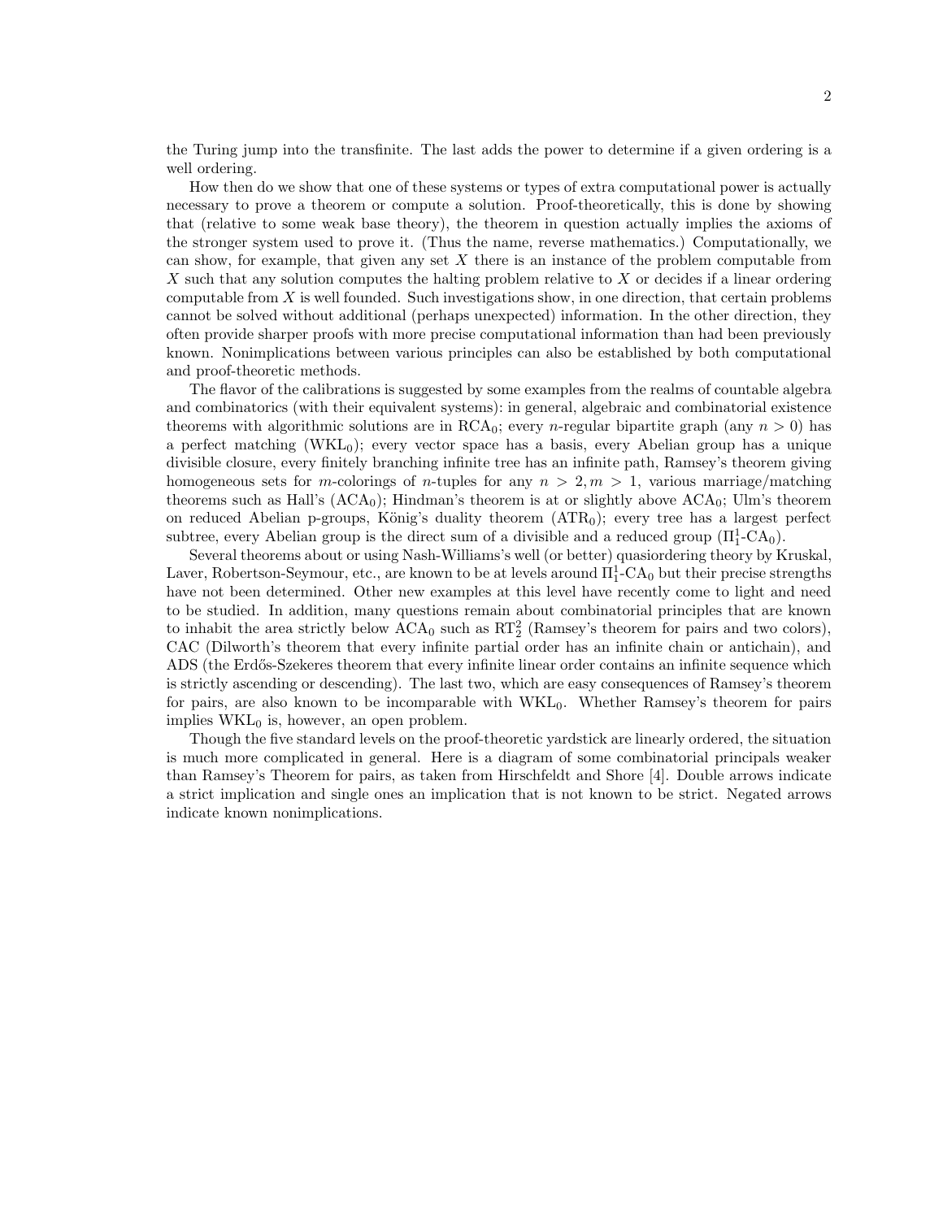the Turing jump into the transfinite. The last adds the power to determine if a given ordering is a well ordering.

How then do we show that one of these systems or types of extra computational power is actually necessary to prove a theorem or compute a solution. Proof-theoretically, this is done by showing that (relative to some weak base theory), the theorem in question actually implies the axioms of the stronger system used to prove it. (Thus the name, reverse mathematics.) Computationally, we can show, for example, that given any set $X$ there is an instance of the problem computable from $X$ such that any solution computes the halting problem relative to $X$ or decides if a linear ordering computable from $X$ is well founded. Such investigations show, in one direction, that certain problems cannot be solved without additional (perhaps unexpected) information. In the other direction, they often provide sharper proofs with more precise computational information than had been previously known. Nonimplications between various principles can also be established by both computational and proof-theoretic methods.

The flavor of the calibrations is suggested by some examples from the realms of countable algebra and combinatorics (with their equivalent systems): in general, algebraic and combinatorial existence theorems with algorithmic solutions are in $\mathrm{RCA}_0$; every $n$-regular bipartite graph (any $n > 0$) has a perfect matching ($\mathrm{WKL}_0$); every vector space has a basis, every Abelian group has a unique divisible closure, every finitely branching infinite tree has an infinite path, Ramsey's theorem giving homogeneous sets for $m$-colorings of $n$-tuples for any $n > 2, m > 1$, various marriage/matching theorems such as Hall's ($\mathrm{ACA}_0$); Hindman's theorem is at or slightly above $\mathrm{ACA}_0$; Ulm's theorem on reduced Abelian p-groups, König's duality theorem ($\mathrm{ATR}_0$); every tree has a largest perfect subtree, every Abelian group is the direct sum of a divisible and a reduced group ($\Pi^1_1$-$\mathrm{CA}_0$).

Several theorems about or using Nash-Williams's well (or better) quasiordering theory by Kruskal, Laver, Robertson-Seymour, etc., are known to be at levels around $\Pi^1_1$-$\mathrm{CA}_0$ but their precise strengths have not been determined. Other new examples at this level have recently come to light and need to be studied. In addition, many questions remain about combinatorial principles that are known to inhabit the area strictly below $\mathrm{ACA}_0$ such as $\mathrm{RT}^2_2$ (Ramsey's theorem for pairs and two colors), CAC (Dilworth's theorem that every infinite partial order has an infinite chain or antichain), and ADS (the Erdős-Szekeres theorem that every infinite linear order contains an infinite sequence which is strictly ascending or descending). The last two, which are easy consequences of Ramsey's theorem for pairs, are also known to be incomparable with $\mathrm{WKL}_0$. Whether Ramsey's theorem for pairs implies $\mathrm{WKL}_0$ is, however, an open problem.

Though the five standard levels on the proof-theoretic yardstick are linearly ordered, the situation is much more complicated in general. Here is a diagram of some combinatorial principals weaker than Ramsey's Theorem for pairs, as taken from Hirschfeldt and Shore [4]. Double arrows indicate a strict implication and single ones an implication that is not known to be strict. Negated arrows indicate known nonimplications.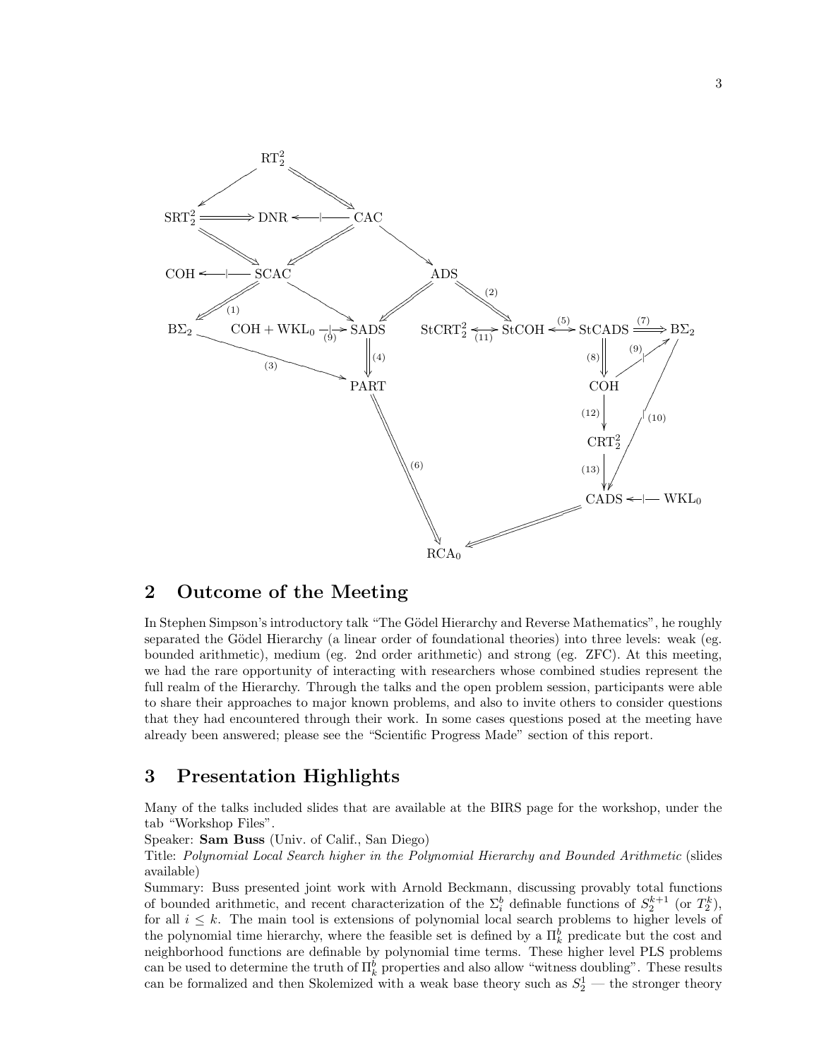## 2 Outcome of the Meeting

In Stephen Simpson's introductory talk "The Gödel Hierarchy and Reverse Mathematics", he roughly separated the Gödel Hierarchy (a linear order of foundational theories) into three levels: weak (eg. bounded arithmetic), medium (eg. 2nd order arithmetic) and strong (eg. ZFC). At this meeting, we had the rare opportunity of interacting with researchers whose combined studies represent the full realm of the Hierarchy. Through the talks and the open problem session, participants were able to share their approaches to major known problems, and also to invite others to consider questions that they had encountered through their work. In some cases questions posed at the meeting have already been answered; please see the "Scientific Progress Made" section of this report.

## 3 Presentation Highlights

Many of the talks included slides that are available at the BIRS page for the workshop, under the tab "Workshop Files".

Speaker: **Sam Buss** (Univ. of Calif., San Diego)

Title: *Polynomial Local Search higher in the Polynomial Hierarchy and Bounded Arithmetic* (slides available)

Summary: Buss presented joint work with Arnold Beckmann, discussing provably total functions of bounded arithmetic, and recent characterization of the $\Sigma_i^b$ definable functions of $S_2^{k+1}$ (or $T_2^k$), for all $i \leq k$. The main tool is extensions of polynomial local search problems to higher levels of the polynomial time hierarchy, where the feasible set is defined by a $\Pi_k^b$ predicate but the cost and neighborhood functions are definable by polynomial time terms. These higher level PLS problems can be used to determine the truth of $\Pi_k^b$ properties and also allow "witness doubling". These results can be formalized and then Skolemized with a weak base theory such as $S_2^1$ — the stronger theory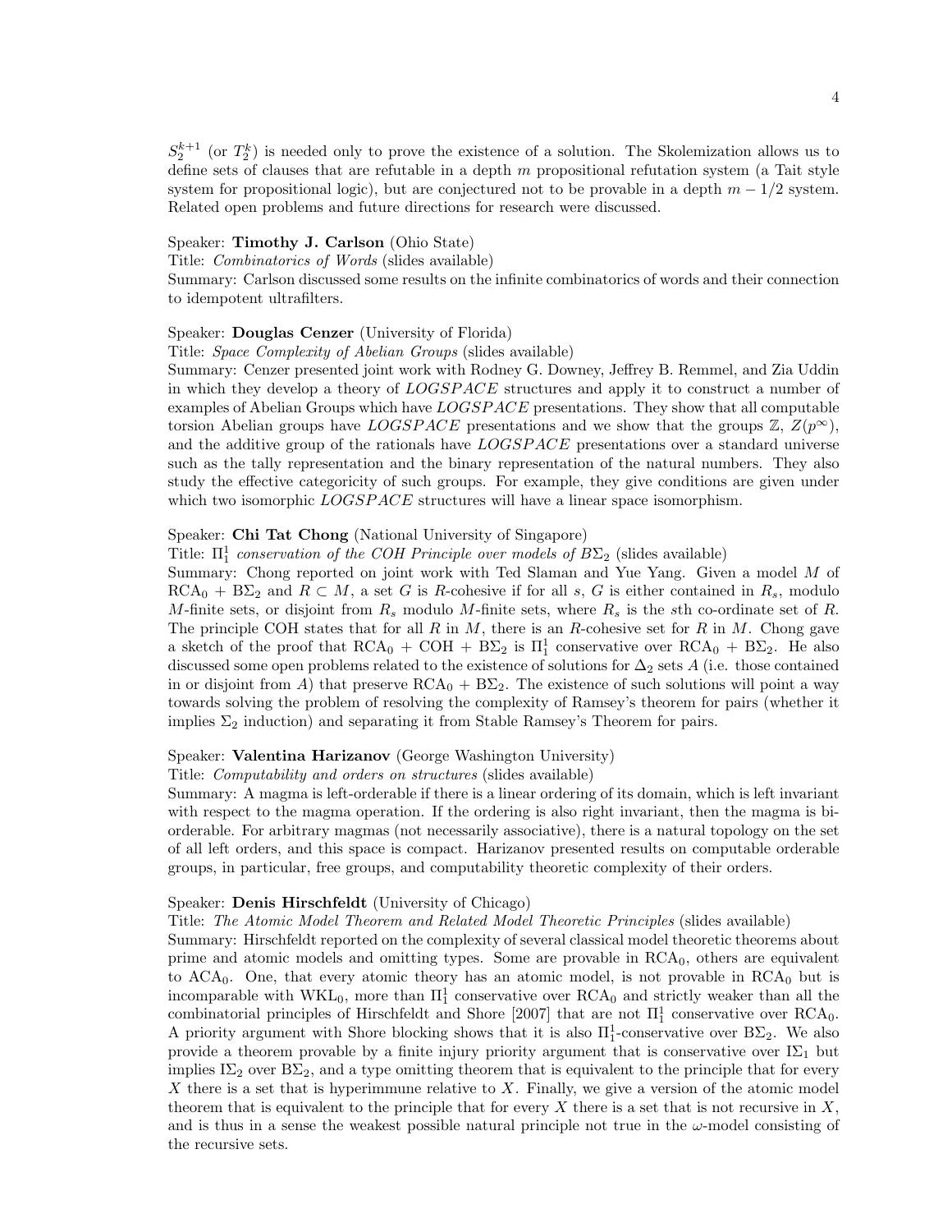$S_2^{k+1}$ (or $T_2^k$) is needed only to prove the existence of a solution. The Skolemization allows us to define sets of clauses that are refutable in a depth $m$ propositional refutation system (a Tait style system for propositional logic), but are conjectured not to be provable in a depth $m - 1/2$ system. Related open problems and future directions for research were discussed.

Speaker: **Timothy J. Carlson** (Ohio State)
Title: *Combinatorics of Words* (slides available)
Summary: Carlson discussed some results on the infinite combinatorics of words and their connection to idempotent ultrafilters.

Speaker: **Douglas Cenzer** (University of Florida)
Title: *Space Complexity of Abelian Groups* (slides available)
Summary: Cenzer presented joint work with Rodney G. Downey, Jeffrey B. Remmel, and Zia Uddin in which they develop a theory of $LOGSPACE$ structures and apply it to construct a number of examples of Abelian Groups which have $LOGSPACE$ presentations. They show that all computable torsion Abelian groups have $LOGSPACE$ presentations and we show that the groups $\mathbb{Z}$, $Z(p^\infty)$, and the additive group of the rationals have $LOGSPACE$ presentations over a standard universe such as the tally representation and the binary representation of the natural numbers. They also study the effective categoricity of such groups. For example, they give conditions are given under which two isomorphic $LOGSPACE$ structures will have a linear space isomorphism.

Speaker: **Chi Tat Chong** (National University of Singapore)
Title: $\Pi^1_1$ *conservation of the COH Principle over models of* $B\Sigma_2$ (slides available)
Summary: Chong reported on joint work with Ted Slaman and Yue Yang. Given a model $M$ of $\mathrm{RCA}_0$ + $\mathrm{B}\Sigma_2$ and $R \subset M$, a set $G$ is $R$-cohesive if for all $s$, $G$ is either contained in $R_s$, modulo $M$-finite sets, or disjoint from $R_s$ modulo $M$-finite sets, where $R_s$ is the $s$th co-ordinate set of $R$. The principle COH states that for all $R$ in $M$, there is an $R$-cohesive set for $R$ in $M$. Chong gave a sketch of the proof that $\mathrm{RCA}_0$ + COH + $\mathrm{B}\Sigma_2$ is $\Pi^1_1$ conservative over $\mathrm{RCA}_0$ + $\mathrm{B}\Sigma_2$. He also discussed some open problems related to the existence of solutions for $\Delta_2$ sets $A$ (i.e. those contained in or disjoint from $A$) that preserve $\mathrm{RCA}_0$ + $\mathrm{B}\Sigma_2$. The existence of such solutions will point a way towards solving the problem of resolving the complexity of Ramsey's theorem for pairs (whether it implies $\Sigma_2$ induction) and separating it from Stable Ramsey's Theorem for pairs.

Speaker: **Valentina Harizanov** (George Washington University)
Title: *Computability and orders on structures* (slides available)
Summary: A magma is left-orderable if there is a linear ordering of its domain, which is left invariant with respect to the magma operation. If the ordering is also right invariant, then the magma is bi-orderable. For arbitrary magmas (not necessarily associative), there is a natural topology on the set of all left orders, and this space is compact. Harizanov presented results on computable orderable groups, in particular, free groups, and computability theoretic complexity of their orders.

Speaker: **Denis Hirschfeldt** (University of Chicago)
Title: *The Atomic Model Theorem and Related Model Theoretic Principles* (slides available)
Summary: Hirschfeldt reported on the complexity of several classical model theoretic theorems about prime and atomic models and omitting types. Some are provable in $\mathrm{RCA}_0$, others are equivalent to $\mathrm{ACA}_0$. One, that every atomic theory has an atomic model, is not provable in $\mathrm{RCA}_0$ but is incomparable with $\mathrm{WKL}_0$, more than $\Pi^1_1$ conservative over $\mathrm{RCA}_0$ and strictly weaker than all the combinatorial principles of Hirschfeldt and Shore [2007] that are not $\Pi^1_1$ conservative over $\mathrm{RCA}_0$. A priority argument with Shore blocking shows that it is also $\Pi^1_1$-conservative over $\mathrm{B}\Sigma_2$. We also provide a theorem provable by a finite injury priority argument that is conservative over $\mathrm{I}\Sigma_1$ but implies $\mathrm{I}\Sigma_2$ over $\mathrm{B}\Sigma_2$, and a type omitting theorem that is equivalent to the principle that for every $X$ there is a set that is hyperimmune relative to $X$. Finally, we give a version of the atomic model theorem that is equivalent to the principle that for every $X$ there is a set that is not recursive in $X$, and is thus in a sense the weakest possible natural principle not true in the $\omega$-model consisting of the recursive sets.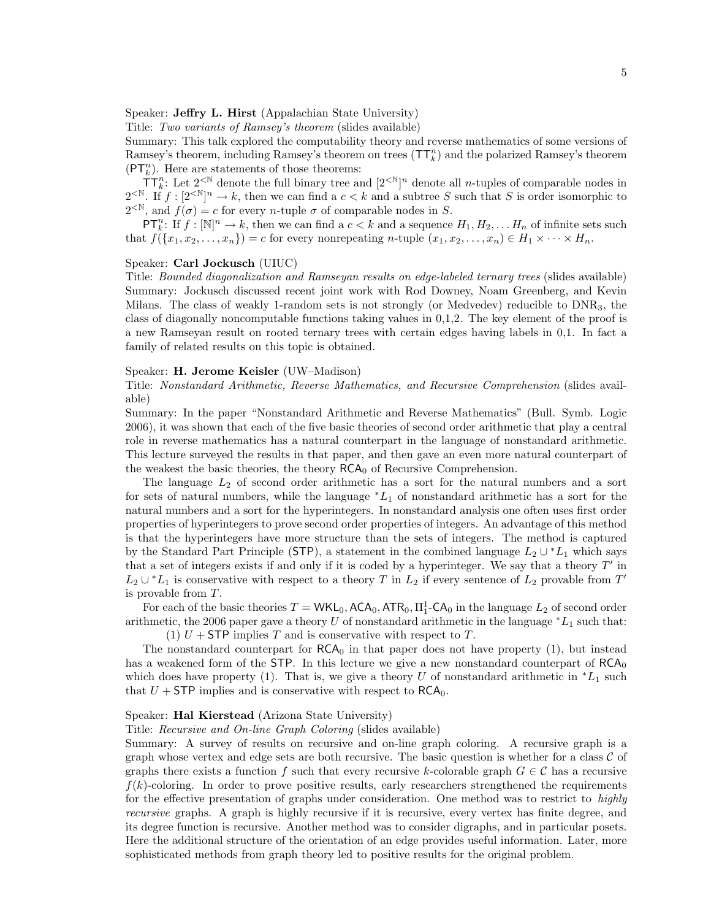Speaker: **Jeffry L. Hirst** (Appalachian State University)

Title: *Two variants of Ramsey's theorem* (slides available)

Summary: This talk explored the computability theory and reverse mathematics of some versions of Ramsey's theorem, including Ramsey's theorem on trees ($\mathsf{TT}^n_k$) and the polarized Ramsey's theorem ($\mathsf{PT}^n_k$). Here are statements of those theorems:

$\mathsf{TT}^n_k$: Let $2^{<\mathbb{N}}$ denote the full binary tree and $[2^{<\mathbb{N}}]^n$ denote all $n$-tuples of comparable nodes in $2^{<\mathbb{N}}$. If $f : [2^{<\mathbb{N}}]^n \to k$, then we can find a $c < k$ and a subtree $S$ such that $S$ is order isomorphic to $2^{<\mathbb{N}}$, and $f(\sigma) = c$ for every $n$-tuple $\sigma$ of comparable nodes in $S$.

$\mathsf{PT}^n_k$: If $f : [\mathbb{N}]^n \to k$, then we can find a $c < k$ and a sequence $H_1, H_2, \ldots H_n$ of infinite sets such that $f(\{x_1, x_2, \ldots, x_n\}) = c$ for every nonrepeating $n$-tuple $(x_1, x_2, \ldots, x_n) \in H_1 \times \cdots \times H_n$.

Speaker: **Carl Jockusch** (UIUC)

Title: *Bounded diagonalization and Ramseyan results on edge-labeled ternary trees* (slides available)

Summary: Jockusch discussed recent joint work with Rod Downey, Noam Greenberg, and Kevin Milans. The class of weakly 1-random sets is not strongly (or Medvedev) reducible to $\mathrm{DNR}_3$, the class of diagonally noncomputable functions taking values in 0,1,2. The key element of the proof is a new Ramseyan result on rooted ternary trees with certain edges having labels in 0,1. In fact a family of related results on this topic is obtained.

Speaker: **H. Jerome Keisler** (UW–Madison)

Title: *Nonstandard Arithmetic, Reverse Mathematics, and Recursive Comprehension* (slides available)

Summary: In the paper "Nonstandard Arithmetic and Reverse Mathematics" (Bull. Symb. Logic 2006), it was shown that each of the five basic theories of second order arithmetic that play a central role in reverse mathematics has a natural counterpart in the language of nonstandard arithmetic. This lecture surveyed the results in that paper, and then gave an even more natural counterpart of the weakest the basic theories, the theory $\mathsf{RCA}_0$ of Recursive Comprehension.

The language $L_2$ of second order arithmetic has a sort for the natural numbers and a sort for sets of natural numbers, while the language ${}^*L_1$ of nonstandard arithmetic has a sort for the natural numbers and a sort for the hyperintegers. In nonstandard analysis one often uses first order properties of hyperintegers to prove second order properties of integers. An advantage of this method is that the hyperintegers have more structure than the sets of integers. The method is captured by the Standard Part Principle ($\mathsf{STP}$), a statement in the combined language $L_2 \cup {}^*L_1$ which says that a set of integers exists if and only if it is coded by a hyperinteger. We say that a theory $T'$ in $L_2 \cup {}^*L_1$ is conservative with respect to a theory $T$ in $L_2$ if every sentence of $L_2$ provable from $T'$ is provable from $T$.

For each of the basic theories $T = \mathsf{WKL}_0, \mathsf{ACA}_0, \mathsf{ATR}_0, \Pi^1_1\text{-}\mathsf{CA}_0$ in the language $L_2$ of second order arithmetic, the 2006 paper gave a theory $U$ of nonstandard arithmetic in the language ${}^*L_1$ such that:

(1) $U + \mathsf{STP}$ implies $T$ and is conservative with respect to $T$.

The nonstandard counterpart for $\mathsf{RCA}_0$ in that paper does not have property (1), but instead has a weakened form of the $\mathsf{STP}$. In this lecture we give a new nonstandard counterpart of $\mathsf{RCA}_0$ which does have property (1). That is, we give a theory $U$ of nonstandard arithmetic in ${}^*L_1$ such that $U + \mathsf{STP}$ implies and is conservative with respect to $\mathsf{RCA}_0$.

Speaker: **Hal Kierstead** (Arizona State University)

Title: *Recursive and On-line Graph Coloring* (slides available)

Summary: A survey of results on recursive and on-line graph coloring. A recursive graph is a graph whose vertex and edge sets are both recursive. The basic question is whether for a class $\mathcal{C}$ of graphs there exists a function $f$ such that every recursive $k$-colorable graph $G \in \mathcal{C}$ has a recursive $f(k)$-coloring. In order to prove positive results, early researchers strengthened the requirements for the effective presentation of graphs under consideration. One method was to restrict to *highly recursive* graphs. A graph is highly recursive if it is recursive, every vertex has finite degree, and its degree function is recursive. Another method was to consider digraphs, and in particular posets. Here the additional structure of the orientation of an edge provides useful information. Later, more sophisticated methods from graph theory led to positive results for the original problem.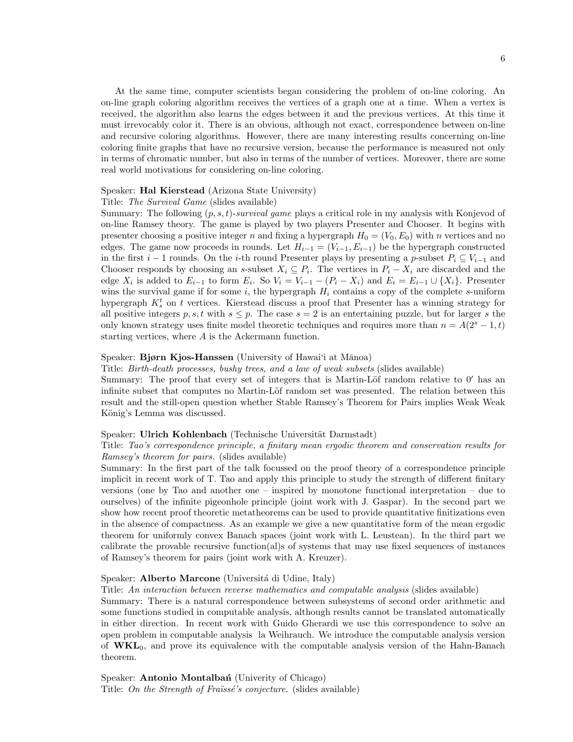At the same time, computer scientists began considering the problem of on-line coloring. An on-line graph coloring algorithm receives the vertices of a graph one at a time. When a vertex is received, the algorithm also learns the edges between it and the previous vertices. At this time it must irrevocably color it. There is an obvious, although not exact, correspondence between on-line and recursive coloring algorithms. However, there are many interesting results concerning on-line coloring finite graphs that have no recursive version, because the performance is measured not only in terms of chromatic number, but also in terms of the number of vertices. Moreover, there are some real world motivations for considering on-line coloring.

Speaker: **Hal Kierstead** (Arizona State University)
Title: *The Survival Game* (slides available)
Summary: The following $(p, s, t)$-*survival game* plays a critical role in my analysis with Konjevod of on-line Ramsey theory. The game is played by two players Presenter and Chooser. It begins with presenter choosing a positive integer $n$ and fixing a hypergraph $H_0 = (V_0, E_0)$ with $n$ vertices and no edges. The game now proceeds in rounds. Let $H_{i-1} = (V_{i-1}, E_{i-1})$ be the hypergraph constructed in the first $i-1$ rounds. On the $i$-th round Presenter plays by presenting a $p$-subset $P_i \subseteq V_{i-1}$ and Chooser responds by choosing an $s$-subset $X_i \subseteq P_i$. The vertices in $P_i - X_i$ are discarded and the edge $X_i$ is added to $E_{i-1}$ to form $E_i$. So $V_i = V_{i-1} - (P_i - X_i)$ and $E_i = E_{i-1} \cup \{X_i\}$. Presenter wins the survival game if for some $i$, the hypergraph $H_i$ contains a copy of the complete $s$-uniform hypergraph $K_s^t$ on $t$ vertices. Kierstead discuss a proof that Presenter has a winning strategy for all positive integers $p, s, t$ with $s \leq p$. The case $s = 2$ is an entertaining puzzle, but for larger $s$ the only known strategy uses finite model theoretic techniques and requires more than $n = A(2^s - 1, t)$ starting vertices, where $A$ is the Ackermann function.

Speaker: **Bjørn Kjos-Hanssen** (University of Hawai'i at Mānoa)
Title: *Birth-death processes, bushy trees, and a law of weak subsets* (slides available)
Summary: The proof that every set of integers that is Martin-Löf random relative to $0'$ has an infinite subset that computes no Martin-Löf random set was presented. The relation between this result and the still-open question whether Stable Ramsey's Theorem for Pairs implies Weak Weak König's Lemma was discussed.

Speaker: **Ulrich Kohlenbach** (Technische Universität Darmstadt)
Title: *Tao's correspondence principle, a finitary mean ergodic theorem and conservation results for Ramsey's theorem for pairs.* (slides available)
Summary: In the first part of the talk focussed on the proof theory of a correspondence principle implicit in recent work of T. Tao and apply this principle to study the strength of different finitary versions (one by Tao and another one – inspired by monotone functional interpretation – due to ourselves) of the infinite pigeonhole principle (joint work with J. Gaspar). In the second part we show how recent proof theoretic metatheorems can be used to provide quantitative finitizations even in the absence of compactness. As an example we give a new quantitative form of the mean ergodic theorem for uniformly convex Banach spaces (joint work with L. Leustean). In the third part we calibrate the provable recursive function(al)s of systems that may use fixed sequences of instances of Ramsey's theorem for pairs (joint work with A. Kreuzer).

Speaker: **Alberto Marcone** (Universitá di Udine, Italy)
Title: *An interaction between reverse mathematics and computable analysis* (slides available)
Summary: There is a natural correspondence between subsystems of second order arithmetic and some functions studied in computable analysis, although results cannot be translated automatically in either direction. In recent work with Guido Gherardi we use this correspondence to solve an open problem in computable analysis la Weihrauch. We introduce the computable analysis version of $\mathbf{WKL}_0$, and prove its equivalence with the computable analysis version of the Hahn-Banach theorem.

Speaker: **Antonio Montalbań** (Univerity of Chicago)
Title: *On the Strength of Fraïssé's conjecture.* (slides available)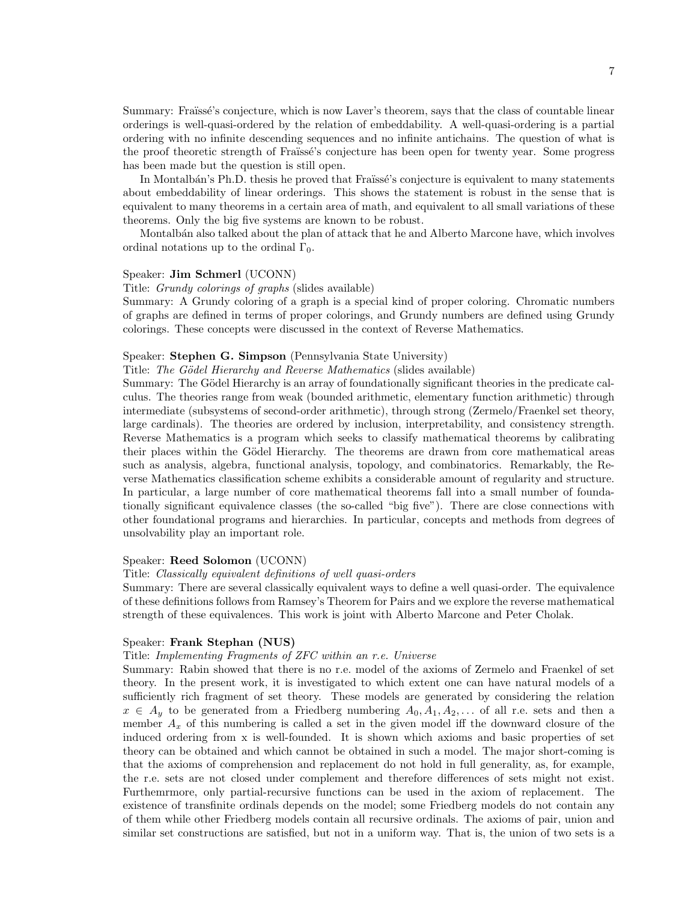Summary: Fraïssé's conjecture, which is now Laver's theorem, says that the class of countable linear orderings is well-quasi-ordered by the relation of embeddability. A well-quasi-ordering is a partial ordering with no infinite descending sequences and no infinite antichains. The question of what is the proof theoretic strength of Fraïssé's conjecture has been open for twenty year. Some progress has been made but the question is still open.

In Montalbán's Ph.D. thesis he proved that Fraïssé's conjecture is equivalent to many statements about embeddability of linear orderings. This shows the statement is robust in the sense that is equivalent to many theorems in a certain area of math, and equivalent to all small variations of these theorems. Only the big five systems are known to be robust.

Montalbán also talked about the plan of attack that he and Alberto Marcone have, which involves ordinal notations up to the ordinal $\Gamma_0$.

Speaker: **Jim Schmerl** (UCONN)

Title: *Grundy colorings of graphs* (slides available)

Summary: A Grundy coloring of a graph is a special kind of proper coloring. Chromatic numbers of graphs are defined in terms of proper colorings, and Grundy numbers are defined using Grundy colorings. These concepts were discussed in the context of Reverse Mathematics.

Speaker: **Stephen G. Simpson** (Pennsylvania State University)

Title: *The Gödel Hierarchy and Reverse Mathematics* (slides available)

Summary: The Gödel Hierarchy is an array of foundationally significant theories in the predicate calculus. The theories range from weak (bounded arithmetic, elementary function arithmetic) through intermediate (subsystems of second-order arithmetic), through strong (Zermelo/Fraenkel set theory, large cardinals). The theories are ordered by inclusion, interpretability, and consistency strength. Reverse Mathematics is a program which seeks to classify mathematical theorems by calibrating their places within the Gödel Hierarchy. The theorems are drawn from core mathematical areas such as analysis, algebra, functional analysis, topology, and combinatorics. Remarkably, the Reverse Mathematics classification scheme exhibits a considerable amount of regularity and structure. In particular, a large number of core mathematical theorems fall into a small number of foundationally significant equivalence classes (the so-called "big five"). There are close connections with other foundational programs and hierarchies. In particular, concepts and methods from degrees of unsolvability play an important role.

Speaker: **Reed Solomon** (UCONN)

Title: *Classically equivalent definitions of well quasi-orders*

Summary: There are several classically equivalent ways to define a well quasi-order. The equivalence of these definitions follows from Ramsey's Theorem for Pairs and we explore the reverse mathematical strength of these equivalences. This work is joint with Alberto Marcone and Peter Cholak.

Speaker: **Frank Stephan (NUS)**

Title: *Implementing Fragments of ZFC within an r.e. Universe*

Summary: Rabin showed that there is no r.e. model of the axioms of Zermelo and Fraenkel of set theory. In the present work, it is investigated to which extent one can have natural models of a sufficiently rich fragment of set theory. These models are generated by considering the relation $x \in A_y$ to be generated from a Friedberg numbering $A_0, A_1, A_2, \ldots$ of all r.e. sets and then a member $A_x$ of this numbering is called a set in the given model iff the downward closure of the induced ordering from x is well-founded. It is shown which axioms and basic properties of set theory can be obtained and which cannot be obtained in such a model. The major short-coming is that the axioms of comprehension and replacement do not hold in full generality, as, for example, the r.e. sets are not closed under complement and therefore differences of sets might not exist. Furthemrmore, only partial-recursive functions can be used in the axiom of replacement. The existence of transfinite ordinals depends on the model; some Friedberg models do not contain any of them while other Friedberg models contain all recursive ordinals. The axioms of pair, union and similar set constructions are satisfied, but not in a uniform way. That is, the union of two sets is a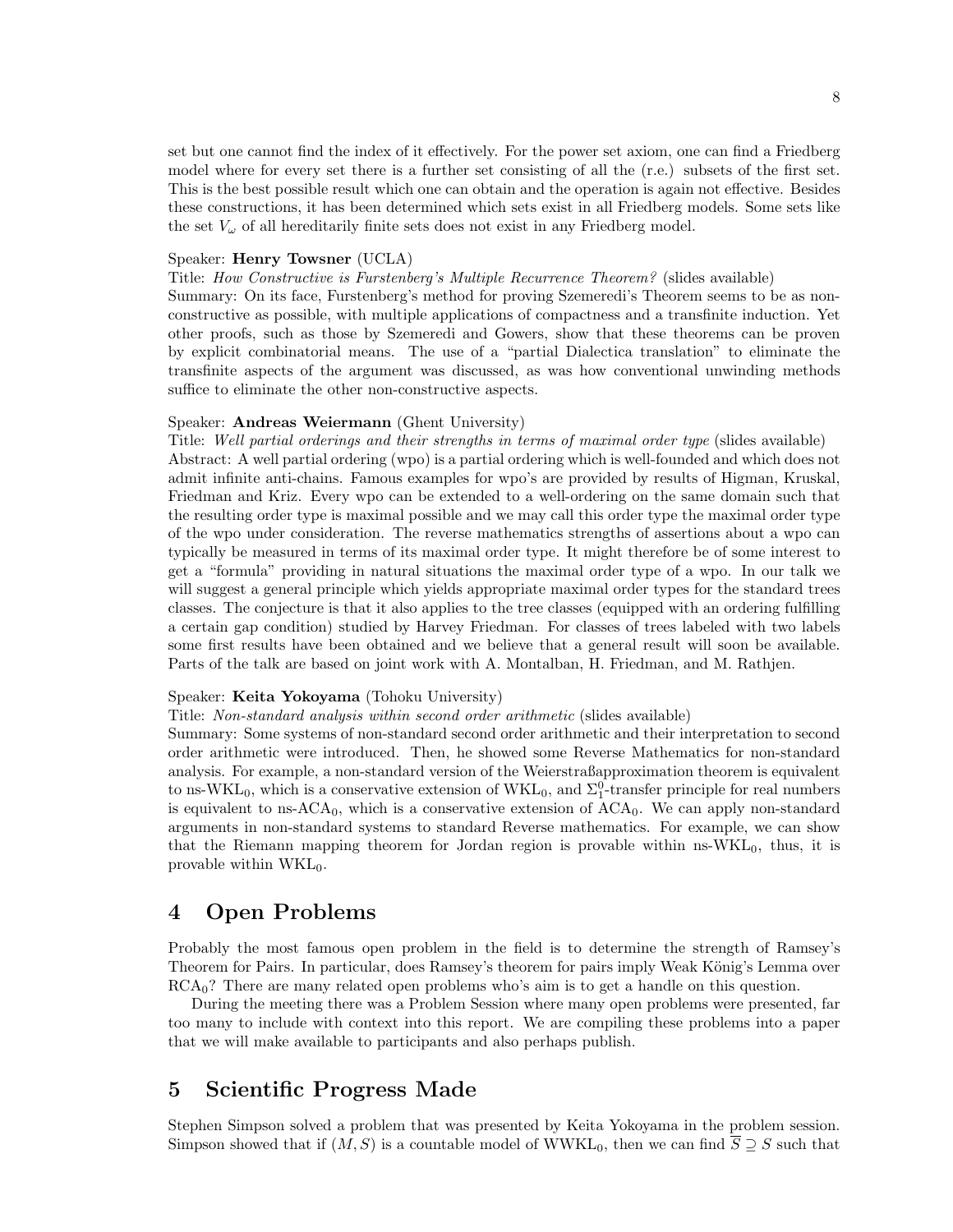set but one cannot find the index of it effectively. For the power set axiom, one can find a Friedberg model where for every set there is a further set consisting of all the (r.e.) subsets of the first set. This is the best possible result which one can obtain and the operation is again not effective. Besides these constructions, it has been determined which sets exist in all Friedberg models. Some sets like the set $V_\omega$ of all hereditarily finite sets does not exist in any Friedberg model.

Speaker: **Henry Towsner** (UCLA)
Title: *How Constructive is Furstenberg's Multiple Recurrence Theorem?* (slides available)
Summary: On its face, Furstenberg's method for proving Szemeredi's Theorem seems to be as non-constructive as possible, with multiple applications of compactness and a transfinite induction. Yet other proofs, such as those by Szemeredi and Gowers, show that these theorems can be proven by explicit combinatorial means. The use of a "partial Dialectica translation" to eliminate the transfinite aspects of the argument was discussed, as was how conventional unwinding methods suffice to eliminate the other non-constructive aspects.

Speaker: **Andreas Weiermann** (Ghent University)
Title: *Well partial orderings and their strengths in terms of maximal order type* (slides available)
Abstract: A well partial ordering (wpo) is a partial ordering which is well-founded and which does not admit infinite anti-chains. Famous examples for wpo's are provided by results of Higman, Kruskal, Friedman and Kriz. Every wpo can be extended to a well-ordering on the same domain such that the resulting order type is maximal possible and we may call this order type the maximal order type of the wpo under consideration. The reverse mathematics strengths of assertions about a wpo can typically be measured in terms of its maximal order type. It might therefore be of some interest to get a "formula" providing in natural situations the maximal order type of a wpo. In our talk we will suggest a general principle which yields appropriate maximal order types for the standard trees classes. The conjecture is that it also applies to the tree classes (equipped with an ordering fulfilling a certain gap condition) studied by Harvey Friedman. For classes of trees labeled with two labels some first results have been obtained and we believe that a general result will soon be available. Parts of the talk are based on joint work with A. Montalban, H. Friedman, and M. Rathjen.

Speaker: **Keita Yokoyama** (Tohoku University)
Title: *Non-standard analysis within second order arithmetic* (slides available)
Summary: Some systems of non-standard second order arithmetic and their interpretation to second order arithmetic were introduced. Then, he showed some Reverse Mathematics for non-standard analysis. For example, a non-standard version of the Weierstraßapproximation theorem is equivalent to ns-$\text{WKL}_0$, which is a conservative extension of $\text{WKL}_0$, and $\Sigma^0_1$-transfer principle for real numbers is equivalent to ns-$\text{ACA}_0$, which is a conservative extension of $\text{ACA}_0$. We can apply non-standard arguments in non-standard systems to standard Reverse mathematics. For example, we can show that the Riemann mapping theorem for Jordan region is provable within ns-$\text{WKL}_0$, thus, it is provable within $\text{WKL}_0$.

# 4 Open Problems

Probably the most famous open problem in the field is to determine the strength of Ramsey's Theorem for Pairs. In particular, does Ramsey's theorem for pairs imply Weak König's Lemma over $\text{RCA}_0$? There are many related open problems who's aim is to get a handle on this question.

During the meeting there was a Problem Session where many open problems were presented, far too many to include with context into this report. We are compiling these problems into a paper that we will make available to participants and also perhaps publish.

# 5 Scientific Progress Made

Stephen Simpson solved a problem that was presented by Keita Yokoyama in the problem session. Simpson showed that if $(M, S)$ is a countable model of $\text{WWKL}_0$, then we can find $\overline{S} \supseteq S$ such that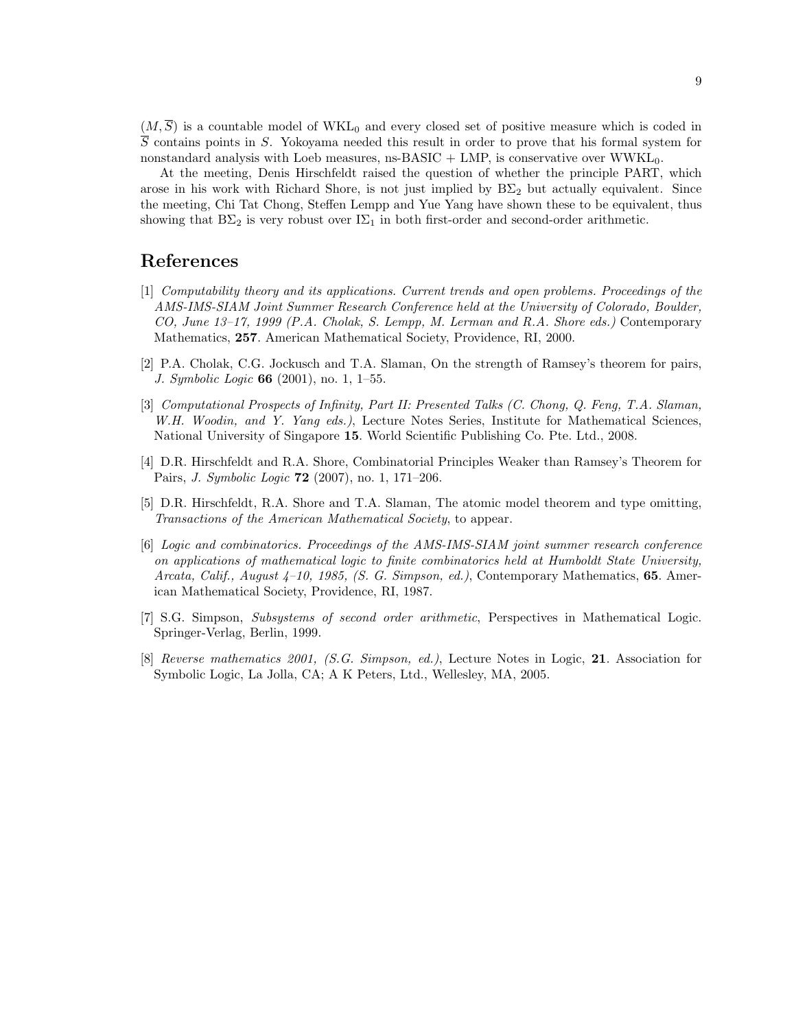$(M, \overline{S})$ is a countable model of $\mathrm{WKL}_0$ and every closed set of positive measure which is coded in $\overline{S}$ contains points in $S$. Yokoyama needed this result in order to prove that his formal system for nonstandard analysis with Loeb measures, ns-BASIC + LMP, is conservative over $\mathrm{WWKL}_0$.

At the meeting, Denis Hirschfeldt raised the question of whether the principle PART, which arose in his work with Richard Shore, is not just implied by $\mathrm{B}\Sigma_2$ but actually equivalent. Since the meeting, Chi Tat Chong, Steffen Lempp and Yue Yang have shown these to be equivalent, thus showing that $\mathrm{B}\Sigma_2$ is very robust over $\mathrm{I}\Sigma_1$ in both first-order and second-order arithmetic.

# References

[1] *Computability theory and its applications. Current trends and open problems. Proceedings of the AMS-IMS-SIAM Joint Summer Research Conference held at the University of Colorado, Boulder, CO, June 13–17, 1999 (P.A. Cholak, S. Lempp, M. Lerman and R.A. Shore eds.)* Contemporary Mathematics, **257**. American Mathematical Society, Providence, RI, 2000.

[2] P.A. Cholak, C.G. Jockusch and T.A. Slaman, On the strength of Ramsey's theorem for pairs, *J. Symbolic Logic* **66** (2001), no. 1, 1–55.

[3] *Computational Prospects of Infinity, Part II: Presented Talks (C. Chong, Q. Feng, T.A. Slaman, W.H. Woodin, and Y. Yang eds.)*, Lecture Notes Series, Institute for Mathematical Sciences, National University of Singapore **15**. World Scientific Publishing Co. Pte. Ltd., 2008.

[4] D.R. Hirschfeldt and R.A. Shore, Combinatorial Principles Weaker than Ramsey's Theorem for Pairs, *J. Symbolic Logic* **72** (2007), no. 1, 171–206.

[5] D.R. Hirschfeldt, R.A. Shore and T.A. Slaman, The atomic model theorem and type omitting, *Transactions of the American Mathematical Society*, to appear.

[6] *Logic and combinatorics. Proceedings of the AMS-IMS-SIAM joint summer research conference on applications of mathematical logic to finite combinatorics held at Humboldt State University, Arcata, Calif., August 4–10, 1985, (S. G. Simpson, ed.)*, Contemporary Mathematics, **65**. American Mathematical Society, Providence, RI, 1987.

[7] S.G. Simpson, *Subsystems of second order arithmetic*, Perspectives in Mathematical Logic. Springer-Verlag, Berlin, 1999.

[8] *Reverse mathematics 2001, (S.G. Simpson, ed.)*, Lecture Notes in Logic, **21**. Association for Symbolic Logic, La Jolla, CA; A K Peters, Ltd., Wellesley, MA, 2005.